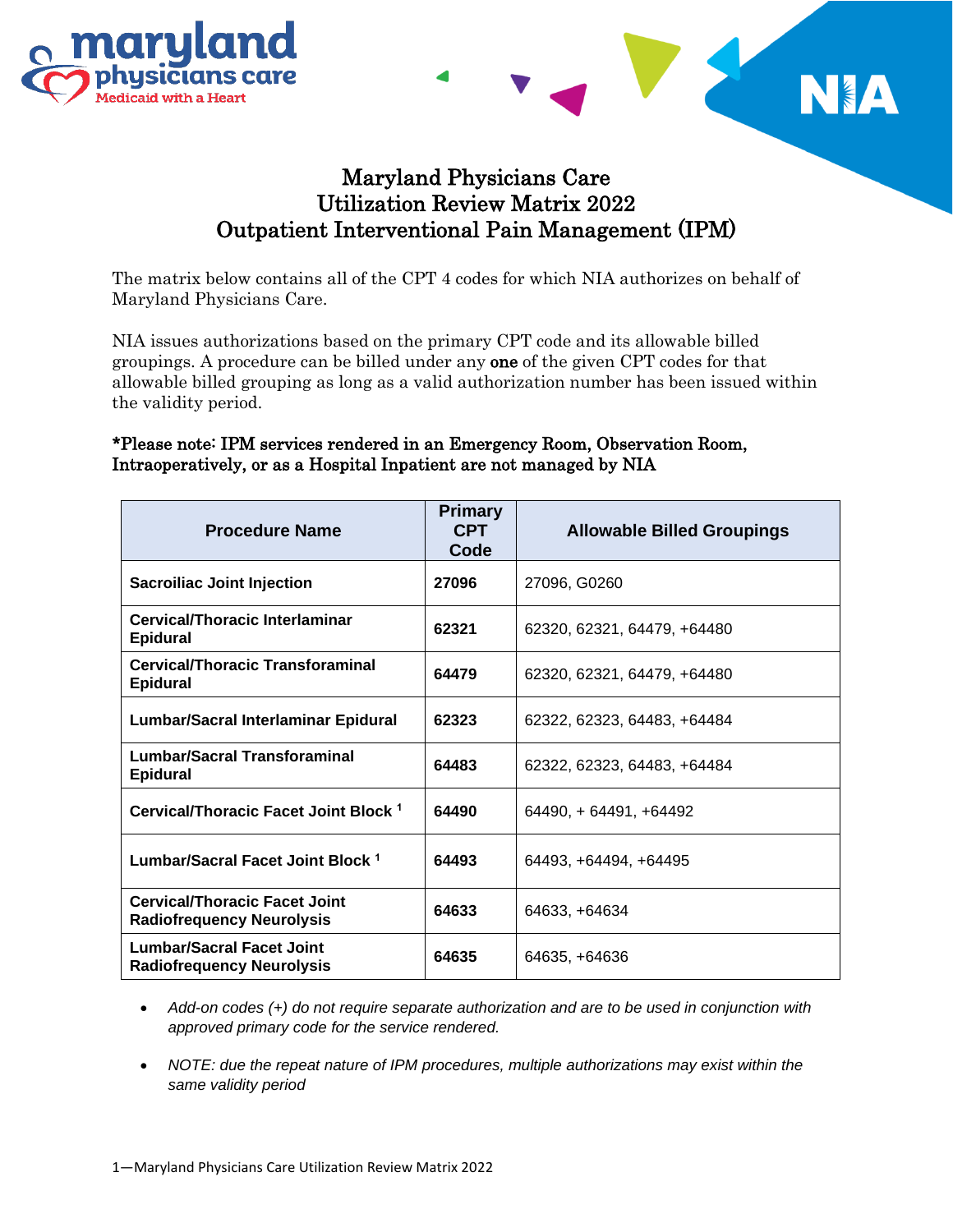# Maryland Physicians Care
# Utilization Review Matrix 2022
# Outpatient Interventional Pain Management (IPM)

The matrix below contains all of the CPT 4 codes for which NIA authorizes on behalf of Maryland Physicians Care.

NIA issues authorizations based on the primary CPT code and its allowable billed groupings. A procedure can be billed under any **one** of the given CPT codes for that allowable billed grouping as long as a valid authorization number has been issued within the validity period.

**\*Please note: IPM services rendered in an Emergency Room, Observation Room, Intraoperatively, or as a Hospital Inpatient are not managed by NIA**

| Procedure Name | Primary CPT Code | Allowable Billed Groupings |
|---|---|---|
| **Sacroiliac Joint Injection** | **27096** | 27096, G0260 |
| **Cervical/Thoracic Interlaminar Epidural** | **62321** | 62320, 62321, 64479, +64480 |
| **Cervical/Thoracic Transforaminal Epidural** | **64479** | 62320, 62321, 64479, +64480 |
| **Lumbar/Sacral Interlaminar Epidural** | **62323** | 62322, 62323, 64483, +64484 |
| **Lumbar/Sacral Transforaminal Epidural** | **64483** | 62322, 62323, 64483, +64484 |
| **Cervical/Thoracic Facet Joint Block [1]** | **64490** | 64490, + 64491, +64492 |
| **Lumbar/Sacral Facet Joint Block [1]** | **64493** | 64493, +64494, +64495 |
| **Cervical/Thoracic Facet Joint Radiofrequency Neurolysis** | **64633** | 64633, +64634 |
| **Lumbar/Sacral Facet Joint Radiofrequency Neurolysis** | **64635** | 64635, +64636 |

- *Add-on codes (+) do not require separate authorization and are to be used in conjunction with approved primary code for the service rendered.*
- *NOTE: due the repeat nature of IPM procedures, multiple authorizations may exist within the same validity period*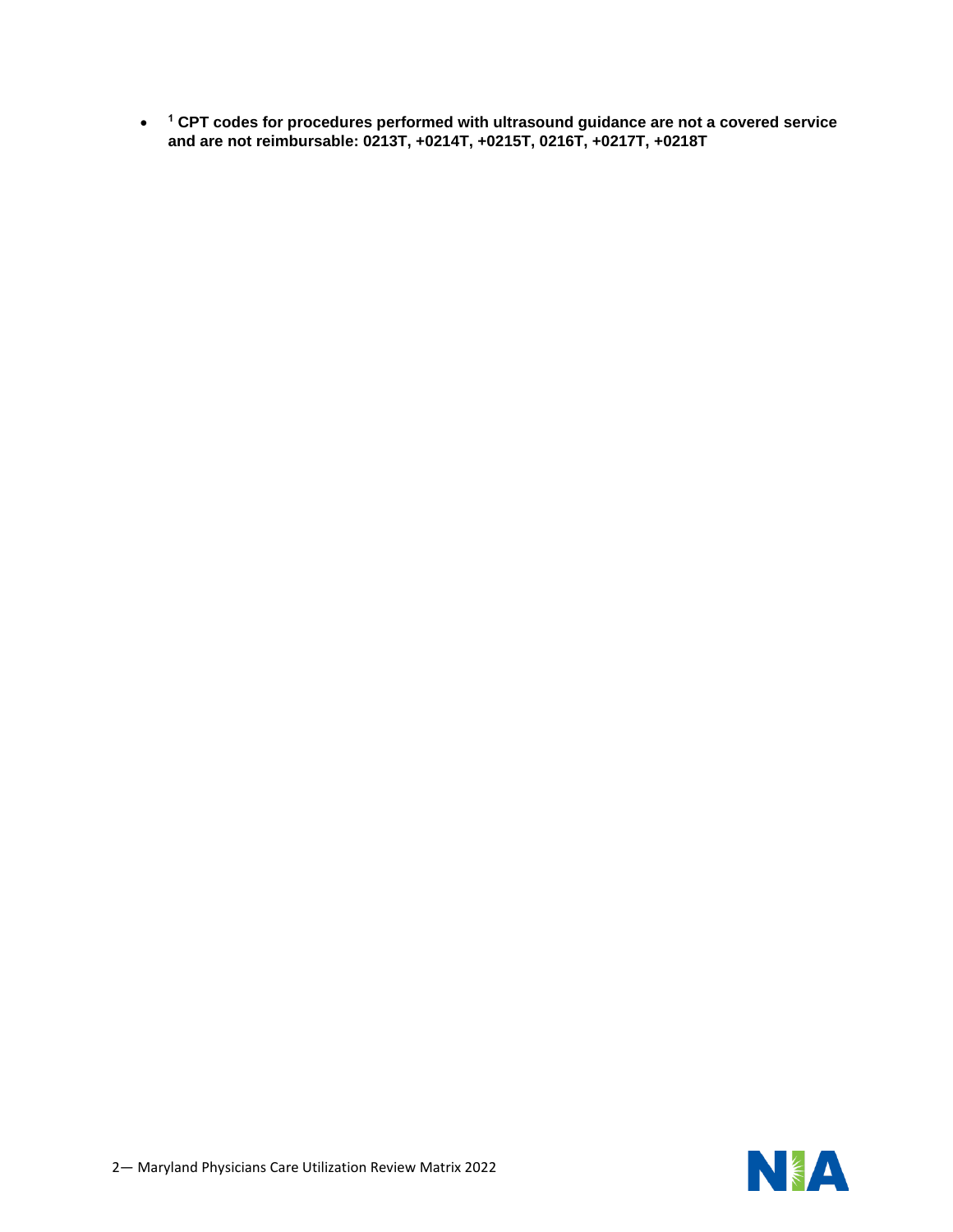- [1] **CPT codes for procedures performed with ultrasound guidance are not a covered service and are not reimbursable: 0213T, +0214T, +0215T, 0216T, +0217T, +0218T**